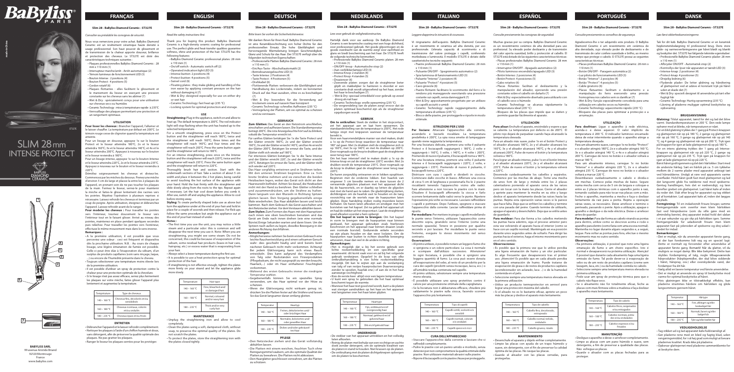# BaByliss PARIS

made in China

# SLIM 28mm INTENSE PROTECT

BABYLISS DIAMOND CERAMIC

ST327E

BABYLISS SARL
99 avenue Aristide Briand
92120 Montrouge
France
www.babyliss.com

## FRANÇAIS

### Slim 28 - BaByliss Diamond Ceramic - ST327E

*Consulter au préalable les consignes de sécurité.*

Nous vous remercions pour votre achat. BaByliss Diamond Ceramic est un revêtement céramique haute densité à usage professionnel. Son haut pouvoir de glissement et de transmission de la chaleur apporte douceur, brillance et protection des cheveux. Le ST327E est doté des caractéristiques techniques suivantes :

- Plaques professionnelles BaByliss Diamond Ceramic : 28 mm x 110 mm (1)
- Interrupteur marche/arrêt - Arrêt automatique (2)
- Témoin lumineux de fonctionnement LED (3)
- Bouton Intense : 2 positions (4)
- Bouton Protect : 4 positions (5)
- Cordon rotatif (6)
- Plaques flottantes : elles facilitent le glissement et le maintien du lisseur en exerçant une pression constante sur les cheveux sans les abîmer (7)
- Wet & Dry : spécialement conçu pour une utilisation sur cheveux secs ou humides
- Ceramic Technology : mise à température rapide à 235°C
- Verrouillage des plaques permettant une protection et un rangement optimaux.

### UTILISATION

**Pour lisser les cheveux :** Brancher l'appareil, l'allumer et le laisser chauffer. La température par défaut est 200°C. Le témoin rouge cesse de clignoter quand la température est atteinte.

Pour un lissage en douceur, appuyez 1x sur le bouton Protect et le lisseur atteindra 180°C; 2x et le lisseur atteindra 160°C, 3x et le lisseur atteindra 140°C, et 4x et le lisseur atteindra 200°C. Appuyez à nouveau sur le bouton et le lisseur reviendra à 180°C.

Pour un lissage intense, appuyez 1x sur le bouton Intense et le lisseur atteindra 220°C, 2x et le lisseur atteindra 235°C. Appuyez à nouveau sur le bouton et le lisseur reviendra à 220°C.

Démêlez soigneusement les cheveux et divisez-les. Commencez par les mèches du dessous. Prenez une mèche d'environ 5 cm de large et placez-la entre les 2 plaques de l'appareil, en prenant soin de ne pas toucher les plaques de la main. Fermez le lisseur, serrez-le pour maintenir la mèche et faites-le glisser lentement des racines vers les pointes. Répétez l'opération à plusieurs reprises si nécessaire. Laissez refroidir les cheveux et terminez par un coup de peigne. Après utilisation, éteignez et débranchez l'appareil. Laissez refroidir avant de le ranger.

**Pour modeler les cheveux :** Pour travailler les pointes vers l'intérieur, tournez doucement le lisseur vers l'intérieur tout en le faisant glisser. Arrivé au niveau des pointes, maintenez en place pendant quelques secondes puis relâchez. Pour travailler les pointes vers l'extérieur, effectuez le même mouvement mais dans le sens inverse.

**Remarques :**

- A la première utilisation, il est possible que vous perceviez une odeur : ceci est fréquent et disparaîtra dès la prochaine utilisation. N.B. : Au cours de chaque lissage, une légère émanation de fumée est possible. Celle-ci peut être due à l'évaporation du sébum, d'un surplus de produits capillaires (soin sans rinçage, laque, ...) ou encore de l'humidité présente dans le cheveu.
- Toujours sélectionner une température moins élevée lors de la première utilisation.
- Il est possible d'utiliser un spray de protection contre la chaleur pour une protection optimale de la chevelure.
- Si le lissage n'est pas assez efficace, serrez plus fermement les plaques sur votre mèche, faites glisser l'appareil plus lentement et augmentez la température.

| Température | Type de cheveux |
|---|---|
| 140 – 160 °C | Cheveux fins, décolorés et/ou sensibilisés |
| 160 – 180 °C | Cheveux normaux, colorés et/ou ondulés |
| 180 – 235 °C | Cheveux épais et/ou frisés |

### ENTRETIEN

- Débrancher l'appareil et le laisser refroidir complètement.
- Nettoyer les plaques à l'aide d'un chiffon humide et doux, sans détergent, afin de préserver la qualité optimale des plaques. Ne pas gratter les plaques.
- Ranger le lisseur les plaques serrées pour les protéger.

## ENGLISH

### Slim 28 - BaByliss Diamond Ceramic - ST327E

*Read the safety instructions first.*

Thank you for buying this product. BaByliss Diamond Ceramic is a high-density ceramic coating for professional use. The perfect glide and heat-transfer qualities guarantee softness, shine and protection of the hair. ST327E has the following features:

- BaByliss Diamond Ceramic professional plates: 28 mm x 110 mm (1)
- On/off switch - Automatic switch off (2)
- Operated indication light LED (3)
- Intense button: 2 positions (4)
- Protect button: 4 positions (5)
- Swivel cord (6)
- Floating plates : they make gliding and handling of the iron easier by applying constant pressure on the hair without damaging it (7)
- Wet & Dry: designed especially for use on either dry or wet hair
- Ceramic Technology: fast heat up (235 °C)
- Locking system for optimal protection and storage.

### USE

**Straightening:** Plug in the appliance, switch on and allow to heat up. The default temperature is 200°C. The red indication light will stop flashing when the unit has heated up to the selected temperature.

For a smooth straightening, press once on the Protect button and the straightener will reach 180°C; twice and the straightener will reach 160°C; three times and the straightener will reach 140°C; and four times and the straightener will reach 200°C. Press the same button again and the straightener will return to 180°C.

For an intense straightening, press once on the Intense button and the straightener will reach 220°C; twice and the straightener will reach 235°C. Press the same button again and the straightener will return to 220°C.

Thoroughly brush hair and section. Start with the underneath sections of hair. Take a section of about 5 cm width and place it between the 2 hot plates, being careful to avoid touching the hot surface of the appliance with your hand. Hold the hair firmly with the straightener and slide slowly along from the roots to the tips. Repeat again if necessary. Let the hair cool down before you comb it. After use, switch off and unplug the appliance. Allow to cool before storing away.

**Styling:** To create perfectly shaped bobs use as above but turn the appliance under at the end of your hair and hold in place for a couple of seconds and then release. For flick-ups follow the same procedure but angle the appliance out at the end of your hair instead of under.

**Notes :**

- The first time you use the unit, you may notice a little steam and a particular odor: this is common and will disappear the next time you use it. Note: When you are straightening, you might see some steam. Do not be concerned, this could be because of evaporation of the sebum, some residual hair products (leave-in hair care, hairspray, etc.) or excess water that is evaporating from your hair.
- Always select a lower temperature during the first use.
- It is possible to use a heat protection spray for optimal protection of the hair.
- If straightening is not effective enough, tighten the plates more firmly on your strand and let the appliance glide more slowly.

| Temperature | Hair type |
|---|---|
| 140 – 160 °C | Fine, bleached and/ or damaged hair |
| 160 – 180 °C | Normal, coloured and/or wavy hair |
| 180 – 235 °C | Thick and/or very curly hair |

### MAINTENANCE

- Unplug the straightening iron and allow to cool completely.
- Clean the plates using a soft, dampened cloth, without soap, to preserve the optimal quality of the plates. Do not scratch the plates.
- To protect the plates, store the straightening iron with the plates closed tightly.

## DEUTSCH

### Slim 28 - BaByliss Diamond Ceramic - ST327E

*Bitte lesen Sie vorher die Sicherheitshinweise.*

Wir danken Ihnen für Ihren Kauf. BaByliss Diamond Ceramic ist eine Keramikbeschichtung von hoher Dichte für den professionellen Einsatz. Die hohe Gleitfähigkeit und hervorragende Wärmeleitung bringen Geschmeidigkeit, Glanz und Schutz für das Haar. Der ST327E verfügt über die folgenden technischen Eigenschaften:

- Professionelle Platten BaByliss Diamond Ceramic: 28 mm x 110 mm (1)
- Ein/Aus-Taste - Abschaltautomatik (2)
- Betriebsanzeigeleuchte LED (3)
- Taste Intense: 2 Positionen (4)
- Taste Protect: 4 Positionen (5)
- Drehkabel (6)
- Bewegliche Platten: verbessern die Gleitfähigkeit und Handhabung des Lockenstabs, indem sie konstanten Druck auf das Haar ausüben, ohne es zu beschädigen (7)
- Wet & Dry: besonders für die Verwendung auf trockenem sowie auf nassem Haar konzipiert
- Ceramic Technology: schnelles Aufheizen (235 °C)
- Verriegelung der Platten, um sie optimal zu schützen und zu verstauen.

### GEBRAUCH

**Zum Glätten:** Das Gerät an den Netzstrom anschließen, einschalten und aufheizen lassen. Die Standardtemperatur beträgt 200°C. Die rote Anzeigeleuchte hört auf zu blinken, sobald die Temperatur erreicht ist.

Für sanftes Glätten betätigen Sie 1x die Taste Protect und das Gerät erreicht 180°C, 2x und der Glätter erreicht 160°C, 3x und der Glätter erreicht 140°C, und bei 4x erreicht der Glätter 200°C. Betätigen Sie erneut die Taste, und der Glätter stellt sich wieder auf 180°C.

Für intensives Glätten betätigen Sie 1x die Taste Intense und der Glätter erreicht 220°C; 2x und der Glätter erreicht 235°C. Betätigen Sie erneut die Taste, und der Glätter stellt sich wieder auf 220°C.

Das Haar sorgfältig entwirren und in Strähnen teilen. Mit den unteren Strähnen beginnen. Eine ca. 5cm breite Strähne nehmen und sie zwischen die beiden Heizplatten legen, wobei das Gerät sich dicht an den Haarwurzeln befinden sollte. Achten Sie darauf, die Heizplatten nicht mit der Hand zu berühren. Den Glätter schließen und zusammendrücken, um die Strähne zu halten. Dann langsam von den Wurzeln in Richtung Spitzen gleiten lassen. Den Vorgang gegebenenfalls einige Male wiederholen. Das Haar abkühlen lassen und leicht kämmen. Nach dem Gebrauch das Gerät ausschalten und den Netzstecker ziehen. Vor dem Verstauen abkühlen lassen.

**Zum Stylen:** Zum Formen des Haars mit den Haarspitzen nach innen das Gerät sanft nach innen drehen und dabei gleiten lassen. An den Spitzen angekommen, einige Sekunden in dieser Position halten und dann lösen. Für nach außen gerichtete Spitzen die gleiche Bewegung in der anderen Richtung durchführen.

**Anmerkungen:**

- Möglicherweise nehmen Sie beim ersten Gebrauch eine leichte Rauchentwicklung und einen seltsamen Geruch wahr: dies geschieht häufig und wird bereits beim nächsten Gebrauch nicht mehr vorkommen. Achtung! Bei jedem Glättvorgang kann sich etwas Rauch entwickeln. Dies kann aufgrund der Verdampfung von Talg oder Rückständen von Frisierprodukten (Pflegebalsam, der nicht ausgespült zu werden braucht, Haarlack,...) oder im Haar enthaltener Feuchtigkeit vorkommen.
- Während des ersten Gebrauchs immer die niedrigste Temperatur wählen.
- Gegebenenfalls können Sie ein spezielles Spray verwenden, um das Haar optimal vor der Hitze zu schützen.
- Wenn der Glättvorgang nicht wirksam genug ist, drücken Sie die Platten fester auf die Strähne und lassen Sie das Gerät langsamer darauf entlang gleiten.

| Temperatur | Haartyp |
|---|---|
| 140 – 160 °C | Feines, dekoloriertes und/ oder brüchiges Haar |
| 160 – 180 °C | Normales, koloriertes und/ oder gewelltes Haar |
| 180 – 235 °C | Dickes und/oder gekräuseltes Haar |

### PFLEGE

- Den Netzstecker ziehen und das Gerät vollständig abkühlen lassen.
- Die Platten mit einem weichen, feuchten Tuch ohne Reinigungsmittel säubern, um die optimale Qualität der Platten zu bewahren. Die Platten nicht abkratzen.
- Den Haarglätter geschlossen verwahren, um die Platten zu schützen.

## NEDERLANDS

### Slim 28 - BaByliss Diamond Ceramic - ST327E

*Lees voor gebruik de veiligheidsinstructies.*

Hartelijk dank voor uw aankoop. De BaByliss Diamond Ceramic is een keramische coating met een hoge dichtheid, voor professioneel gebruik. Het goede glijvermogen en de goede overdracht van de warmte zorgt voor zachtheid en glans en biedt bescherming aan het haar. De ST327E heeft de volgende technische kenmerken:

- Professionele BaByliss Diamond Ceramic platen: 28 mm x 110 mm (1)
- ON/OFF-knop - Automatische stop (2)
- Aan-werklichtlampje LED (3)
- Intense-knop: 2 standen (4)
- Protect-knop: 4 standen (5)
- Draaisnoer (6)
- Zwevende platen: zorgen dat de straightener beter glijdt en makkelijker te hanteren is doordat er een constante druk wordt uitgeoefend op het haar, zonder het haar te beschadigen (7)
- Wet & Dry: speciaal ontwikkeld voor gebruik op zowel droog als nat haar
- Ceramic Technology: snelle opwarming (235 °C)
- De vergrendeling van de platen zorgt ervoor dat de platen optimaal beschermd zijn als de straightener opgeborgen wordt.

### GEBRUIK

**Om te ontkrullen:** Steek de stekker in het stopcontact, zet het apparaat aan en laat hem opwarmen. De standaardinstelling van de temperatuur is 200°C. Het rode lampje stopt met knipperen wanneer de temperatuur bereikt is.

Voor een zachte manier van steil maken, drukt u 1x op de Protect knop waardoor de temperatuur naar 180° zal gaan. Met 2x drukken stelt de straightener zich in op 160°C, met 3x op 140°C en met 4x drukken op 200°C. Door nogmaals op de knop te drukken gaat de straightener weer terug naar 180°C.

Om het haar intensief stijl te maken drukt u 1x op de Intense knop en zal de straightener 220°C worden. Met 2x drukken wordt de temperatuur 235°C. Door nogmaals op de knop te drukken gaat de straightener weer terug naar 220°C.

De haren zorgvuldig ontwarren en in lokken opsplitsen. Beginnen met de onderste lokken. Een haarlok van ongeveer 5 cm breedte nemen en deze tussen de 2 verwarmde platen plaatsen, goed oppassen dat u de platen niet met de hand aanraakt. De straightener sluiten, dichtknijpen om de haarlok vast te houden en de tang voorzichtig van de wortels naar de punten laten glijden. Deze handeling indien nodig meerdere keren herhalen. De haren laten afkoelen en afmaken met het borstelen van het kapsel. Zet na gebruik het apparaat uit en haal de stekker uit het stopcontact. Laat de straightener goed afkoelen voordat u hem opbergt.

**Om het kapsel in vorm te brengen:** Om het kapsel in vorm te brengen met de haarpunten naar binnen gedraaid, het apparaat gebruiken zoals hierboven beschreven en vervolgens de haarpunten naar binnen draaien. Gedurende enkele seconden zo zijn plaats houden en dan weer loslaten. Om de haarpunten naar buiten te richten dezelfde beweging uitvoeren, maar dan wel in de andere richting.

**Opmerkingen:**

- Het is mogelijk dat u bij het eerste gebruik een lichte rookontwikkeling en een specifieke geur waarneemt: dit komt vaak voor en zal bij het volgende gebruik verdwijnen. Opgelet! In de loop van elke ontkrulbehandeling is een lichte rookontwikkeling mogelijk. Dit kan te wijten zijn aan de verdamping van talg of van resten haarproducten (haarverzorging zonder te spoelen, haarlak enz.) of aan de in het haar aanwezige vochtigheid.
- Kies de eerste keer altijd voor een lagere temperatuur.
- U kunt een spray te gebruiken die het haar optimaal beschermt tegen de warmte.
- Wanneer het haar niet goed stiel wordt, kunt u de platen wat steviger aandrukken op het haar en het apparaat wat langzamer over het haar laten glijden.

| Temperatuur | Haartype |
|---|---|
| 140 – 160 °C | Fijn, ontkleurd en/of overgevoelig haar |
| 160 – 180 °C | Normaal, gekleurd en/of golvend haar |
| 180 – 235 °C | Dik en/of gekruld haar |

### ONDERHOUD

- De stekker van het apparaat uittrekken en het volledig laten afkoelen.
- Reinig de platen met behulp van een vochtige en zachte doek zonder detergent, om de optimale kwaliteit van de platen in stand te houden. Niet krassen op de platen.
- De ontkruller met gesloten platen opbergen om ze te beschermen.

## ITALIANO

### Slim 28 - BaByliss Diamond Ceramic - ST327E

*Leggere dapprima le istruzioni di sicurezza.*

Vi ringraziamo dell'acquisto. BaByliss Diamond Ceramic è un rivestimento in ceramica ad alta densità, per uso professionale. Un'elevata capacità di scorrimento e di trasmissione del calore proteggono i capelli, conferendo morbidezza e luminosità. Il modello ST327E è dotato delle caratteristiche tecniche seguenti:

- Piastre professionali BaByliss Diamond Ceramic: 28 mm x 110 mm (1)
- Pulsante ON/OFF - Spegnimento automatico (2)
- Spia luminosa di funzionamento LED (3)
- Pulsante Intense: 2 posizioni (4)
- Pulsante Protect: 4 posizioni (5)
- Cavo girevole (6)
- Piastre flottanti: facilitano lo scorrimento del ferro e lo rendono più maneggevole esercitando una pressione costante sui capelli, senza danneggiarli (7)
- Wet & Dry: appositamente progettato per un utilizzo su capelli asciutti o umidi
- Ceramic Technology: rapido raggiungimento della temperatura di utilizzo (235 °C)
- Blocco delle piastre, per proteggerle e riporle in modo ottimale.

### ISTRUZIONI PER L'USO

**Per lisciare:** Allacciare l'apparecchio alla corrente, accenderlo e lasciarlo riscaldare. La temperatura predefinita è 200°C. La spia rossa smette di lampeggiare quando viene raggiunta la temperatura.

Per una lisciatura delicata, premere una volta il pulsante Protect e il lisciacapelli raggiungerà i 180°C, 2 volte e raggiungerà i 160°C, 3 volte, i 140°C; e 4 volte i 200°C. Premendo di nuovo il pulsante, il lisciacapelli torna a 180°C.

Per una lisciatura intensa, premere una volta il pulsante Intense e il lisciacapelli raggiungerà i 220°C; 2 volte, e raggiungerà i 235°C. Premendo di nuovo il pulsante, il lisciacapelli torna a 220°C.

Districare con cura i capelli e dividerli in ciocche. Cominciare dalle ciocche in basso. Afferrare una ciocca di circa 5 cm di larghezza e posizionarla fra le 2 piastre riscaldanti tenendo l'apparecchio vicino alle radici. Fare attenzione a non toccare le piastre con le mani. Chiudere il lisciacapelli afferrando la ciocca e farlo scorrere lentamente dalle radici verso le punte. Ripetere l'operazione più volte se necessario. Lasciare raffreddare i capelli e pettinare. Dopo l'utilizzo, spegnere e staccare l'apparecchio dalla corrente. Lasciar raffreddare prima di riporlo.

**Per modellare:** Per mettere in piega i capelli modellando le punte verso l'interno, utilizzare l'apparecchio come descritto sopra, girandolo verso l'interno (come una normale spazzola). Tenere in posizione per qualche secondo e poi lasciare. Per modellare le punte verso l'esterno, eseguire lo stesso movimento nel senso contrario.

**Osservazioni:**

- Al primo utilizzo, è possibile notare un leggero fumo che si sprigiona e un odore particolare. La cosa è normale e scompare dall'utilizzo successivo. Attenzione! In ogni lisciatura, è possibile che si sprigioni una leggera quantità di fumo. La cosa può essere dovuta all'evaporazione del sebo, al resto di un prodotto per la cura dei capelli (prodotti senza risciacquo, lacca, ecc.) o all'umidità residua contenuta nei capelli.
- Al primo utilizzo, selezionare sempre una temperatura meno elevata.
- È possibile utilizzare uno spray protettivo contro il calore per una protezione ottimale della capigliatura.
- Se la lisciatura non è abbastanza efficace, chiudere più saldamente le piastre sulla ciocca, facendo scorrere l'apparecchio più lentamente.

| Temperatura | Tipo di capelli |
|---|---|
| 140 – 160 °C | Capelli sottili, scoloriti e/o sensibili |
| 160 – 180 °C | Capelli normali, colorati e/o ondulati |
| 180 – 235 °C | Capelli spessi e/o ricci |

### CURA DELL'APPARECCHIO

- Staccare l'apparecchio dalla corrente e lasciare che si raffreddi completamente.
- Pulire le piastre con un panno umido e morbido, senza detersivi per non compromettere la qualità ottimale delle piastre. Non utilizzare materiali abrasivi sulle piastre.
- Riporre il lisciacapelli con le piastre chiuse per proteggerle.

## ESPAÑOL

### Slim 28 - BaByliss Diamond Ceramic - ST327E

*Consulte previamente las consignas de seguridad.*

Muchas gracias por su compra. BaByliss Diamond Ceramic es un revestimiento cerámico de alta densidad para uso profesional. Su elevado poder deslizante y de transmisión del calor aporta suavidad, brillo y protección al cabello. El ST327E está dotado de las siguientes características técnicas:

- Placas profesionales BaByliss Diamond Ceramic: 28 mm x 110 mm (1)
- Interruptor ON/OFF - Apagado automático (2)
- Piloto luminoso encendido/apagado LED (3)
- Botón Intense: 2 posiciones (4)
- Botón Protect: 4 posiciones (5)
- Cabo rotativo (6)
- Placas flotantes: facilitan el deslizamiento y la manipulación del alisador, ejerciendo una presión constante sobre el cabello sin dañarlo (7)
- Wet & Dry: especialmente diseñado para utilizarlo con el cabello seco o húmedo
- Ceramic Technology: se alcanza rápidamente la temperatura ideal (235 °C)
- Bloqueo de las placas que impide que se dañen y permite guardar fácilmente el aparato.

### UTILIZACIÓN

**Para alisar:** Enchufe el aparato, enciéndalo y espere a que se caliente. La temperatura por defecto es de 200°C. El piloto rojo dejará de parpadear cuando haya alcanzado la temperatura deseada.

Para un alisado más suave, pulse 1x en el botón Protect y el alisador alcanzará 180°C; 2x y el alisador alcanzará los 160°C; 3x y el alisador alcanzará 140°C; y 4x y el alisador alcanzará 200°C. Pulse de nuevo el botón y la temperatura volverá a 180°C.

Para lograr un alisado intenso, pulse 1x en el botón Intense y el alisador alcanzará 220°C; 2x y el alisador alcanzará 235°C. Pulse de nuevo el botón y la temperatura volverá a 220°C.

Desenrede cuidadosamente los cabellos y sepárelos. Comience por los mechos de abajo. Tome una mecha de unos 5cm de largo y métala entre las 2 placas calentadores poniendo el aparato cerca de las raíces pero sin tocar con la mano las placas. Cierre el alisador y apriete para mantener la mecha en su sitio y luego deslice el aparato lentamente desde las raíces hasta las puntas. Repita esta operación varias veces si le parece que hace falta. Deje que se enfríen los cabellos y termine con una pasada del peine. Cuando termine de utilizarlo, apague el aparato y desenchúfelo. Deje que se enfríe antes de guardarlo.

**Para moldear:** Para dar forma a los cabellos metiendo las puntas hacia adentro, siga el proceso anterior pero esta vez volviendo el aparato hacia el interior (como se hace con un cepillo normal). Manténgalo en esa posición durante unos segundos antes de soltarlo. Para dirigir las puntas hacia el exterior, haga el mismo movimiento pero en el otro sentido.

**Observaciones:**

- Es posible que la primera vez que lo utilice perciba una ligera emanación de humo y un olor particular. Es algo frecuente que desaparecerá tras el primer uso. ¡Atención! Es posible que en cada alisado perciba una ligera emanación de humo. Puede tratarse de evaporación de grasa o de restos de productos capilares (acondicionador sin aclarado, laca ...) o de la humedad contenida en el pelo.
- Seleccione siempre una temperatura menos elevada en la primera utilización.
- Utilice un producto termoprotector en aerosol para lograr una protección máxima del cabello.
- Si el alisado no es lo bastante eficaz, apriete un poco más las placas y deslice el aparato más lentamente.

| Temperatura | Tipo de cabello |
|---|---|
| 140 – 160 °C | Cabello fino, decolorado, estropeado |
| 160 – 180 °C | Cabello normal, teñido, ondulado |
| 180 – 235 °C | Cabello grueso, rizado |

### MANTENIMIENTO

- Desenchufe el aparato y deje enfriar completamente.
- Limpie las placas con ayuda de un trapo húmedo y suave, sin detergente, con el fin de preservar la calidad óptima de las placas. No raspe las placas.
- Guarde el alisador con las placas cerradas para protegerlas.

## PORTUGUÊS

### Slim 28 - BaByliss Diamond Ceramic - ST327E

*Consulte previamente os conselhos de segurança.*

Agradecemos-lhe o ter adquirido este produto. O BaByliss Diamond Ceramic é um revestimento em cerâmica de alta densidade, cujo elevado poder de deslizamento e de transmissão de calor confere suavidade e brilho, ao mesmo tempo que protege o cabelo. O ST327E possui as seguintes características técnicas:

- Placas profissionais BaByliss Diamond Ceramic: 28 mm x 110 mm (1)
- Botão ON/OFF - Paragem automática (2)
- Luz piloto de funcionamento LED (3)
- Botão "Intense": 2 posições (4)
- Botão "Protect": 4 posições (5)
- Cabo giratório (6)
- Placas flutuantes: facilitam o deslizamento e a manipulação do ferro exercendo uma pressão homogénea nos cabelos sem os danificar (7)
- Wet & Dry: função especialmente concebida para uma utilização em cabelos secos ou húmidos
- Ceramic Technology: aquecimento rápido (235 °C)
- Bloqueio das placas para optimizar a protecção e a arrumação.

### UTILIZAÇÃO

**Para desfrisar:** Ligue o aparelho à rede eléctrica, acenda-o e deixe aquecer. O valor implícito da temperatura é 200 °C. O indicador luminoso encarnado deixa de estar intermitente quando o aparelho atinge a temperatura desejada.

Para um alisamento suave, carregue 1x no botão "Protect" e o alisador atingirá 180°C, 2x e o alisador atingirá 160°C, 3x e o alisador atingirá 140 °C, e 4x e o alisador atingirá 200 °C. Carregue de novo no botão e o alisador voltará a marcar 180 °C.

Para um alisamento intenso, carregue 1x no botão "Intense" e o alisador atingirá 220 °C, 2x e o alisador atingirá 235 °C. Carregue de novo no botão e o alisador voltará a marcar 220 °C.

Desembarace cuidadosamente o cabelo e divida-o em madeixas. Comece pelas mechas de baixo. Segure numa mecha com cerca de 5 cm de largura e coloque-a entre as 2 placas térmicas com o aparelho junto à raiz, tomando cuidado para não tocar nas placas com a mão. Feche o aparelho, mantendo a mecha e faça-o deslizar lentamente da raiz para a ponta. Repita a operação várias vezes, se necessário. Deixe arrefecer o cabelo e penteado, passando o pente. Após a utilização, apague o aparelho e desligue-o da rede eléctrica. Deixe-o arrefecer antes de guardar.

**Para modelar:** Para dar forma ao cabelo virando as pontas para dentro, utilize como se indicou acima, mas incline o aparelho para dentro (como faria com uma escova normal). Mantenha-no lugar durante alguns segundos e, a seguir, largue. Para voltar as pontas para fora, efectue o mesmo movimento mas no outro sentido.

**Observações:**

- Na primeira utilização, é possível que note uma ligeira emanação de fumo e um cheiro específico. Isto é normal e desaparecerá na próxima utilização. Atenção! É possível que durante cada alisamento haja uma ligeira emissão de fumo. Tal pode dever-se à evaporação de sebo ou de um resto de produtos capilares (creme sem lavagem, laca, etc.) ou da humidade contida no cabelo.
- Seleccione sempre uma temperatura menos elevada na primeira utilização.
- Pode usar um spray de protecção térmica para que o cabelo não fique seco.
- Se o alisamento não for totalmente eficaz, feche as placas com mais firmeza sobre a madeixa e faça deslizar o aparelho mais lentamente.

| Temperatura | Tipo de cabelo |
|---|---|
| 140 – 160 °C | Cabelos finos, oxigenados e/ou estragados |
| 160 – 180 °C | Cabelos normais, pintados e/ou ondulados |
| 180 – 235 °C | Cabelos espessos e/ou frisados |

### MANUTENÇÃO

- Desligue o aparelho e deixe-o arrefecer completamente.
- Limpe as placas com um pano húmido e suave, sem detergente, a fim de preservar a qualidade das placas. Não esfregue as placas.
- Guarde o alisador com as placas fechadas para as proteger.

## DANSK

### Slim 28 - BaByliss Diamond Ceramic - ST327E

*Læs først sikkerhedsanvisningerne.*

Tak for dit køb. BaByliss Diamond Ceramic er en keramisk højdensitetsbelægning til professionel brug. Dens store glide- og varmeoverføringsevne gør håret blødt og blankt og beskytter det. ST327E har følgende tekniske egenskaber:

- Professionelle BaByliss Diamond Ceramic-plader: 28 mm x 110 mm (1)
- Afbryder ON/OFF – Automatisk stop (2)
- Kontrollys der lyser når apparatet er tændt LED (3)
- Intense-knap: 2 positioner (4)
- Protect-knap: 4 positioner (5)
- Drejelig ledning (6)
- Flydende plader: De letter glidning og håndtering af glattejernet ved at udøve et konstant tryk på håret uden at skade det (7)
- Wet & Dry: specielt designet til anvendelse på tørt eller fugtigt hår
- Ceramic Technology: Hurtig opvarmning (235 °C)
- Låsning af pladerne muliggør optimal beskyttelse og opbevaring.

### BRUGSANVISNING

**Glatning:** Tilslut apparatet, tænd for det og lad det blive varmt. Standardtemperaturen er 200 °C. Den røde lampe ophører med at blinke, når temperaturen er nået.

For en blid glatning trykkes der 1 gang på Protect-knappen og glattejernet når op på 180 °C; 2 gange og glattejernet når op på 160 °C; 3 gange og glattejernet når op på 140 °C; og 4 gange og glattejernet når op på 200 °C. Tryk igen på knappen og glattejernet vil gå tilbage til 180 °C.

For en intens glatning trykkes der 1 gang på Intense-knappen og glattejernet når op på 220 °C, 2 gange og glattejernet når op på 235 °C. Tryk igen på knappen for igen at lade glattejernet nå op på 220 °C.

Børst håret godt igennem og del det i hårlokker. Start med de underste hårlag. Tag en hårlok på ca. 5 cm tykkelse mellem de 2 varme plader med apparatet tæt ved hårrødderne. Undgå at røre ved apparatets varme overflader. Hold håret godt fast med glattejernet og lad det langsomt glide fra rødderne mod spidserne. Gentag handlingen, hvis det er nødvendigt, og lav derefter glattet om glattejernet. Lad håret køle af inden du reder det. Sluk efter brug for apparatet og tag stikket ud af kontakten. Lad apparatet køle af, inden det lægges på plads.

**Formgivning:** Til en indadvendt frisure bruges samme fremgangsmåde som ovenfor men klem hårlokken fast ved hårspidserne (som du ville gøre med en almindelig børste), drej apparatet indad hold det islæt i et par sekunder og giv slip på hårlokken igen. Samme fremgangsmåde for udadvendt frisure men klem apparatet fast på spidserne af spidserne og drej udad i stedet for indad.

**Bemærkninger:**

- Det er muligt, når du anvender apparatet første gang, at der kan forekomme lidt røg og en speciel lugt: Dette er normalt og forsvinder efter anvendelse af apparatet første gang. Bemærk! Når du glatter, vil du muligvis se noget damp. Bliv ikke bekymret: Dette kan skyldes fordampning af talg, mulige tilbageværende hårprodukter (hårplejemidler, der skal blive siddende i håret, hårspray, osv.) eller overskydende vand, der fordamper fra dit hår.
- Vælg altid en lavere temperatur ved første anvendelse.
- Det er muligt at anvende en spray til beskyttelse mod varme for optimal beskyttelse af håret.
- Hvis glatningen ikke er tilstrækkeligt effektiv, kan pladerne strammes hårdere om hårlokken og glide langsommere gennem håret.

| Temperatur | Hårtype |
|---|---|
| 140 – 160 °C | Fint, afbleget og/eller beskadiget hår |
| 160 – 180 °C | Normalt, farvet og/eller bølget hår |
| 180 – 235 °C | Tykt og/eller krøllet hår |

### VEDLIGEHOLDELSE

- Tag stikket ud og lad apparatet køle fuldstændigt af.
- Gør pladerne rene med en blød og fugtig klud, uden rengøringsmiddel, for i så høj grad som muligt at bevare pladernes kvalitet. Kradš ikke på pladerne.
- Opbevar glattejernet med pladerne sammenklemte for at beskytte dem.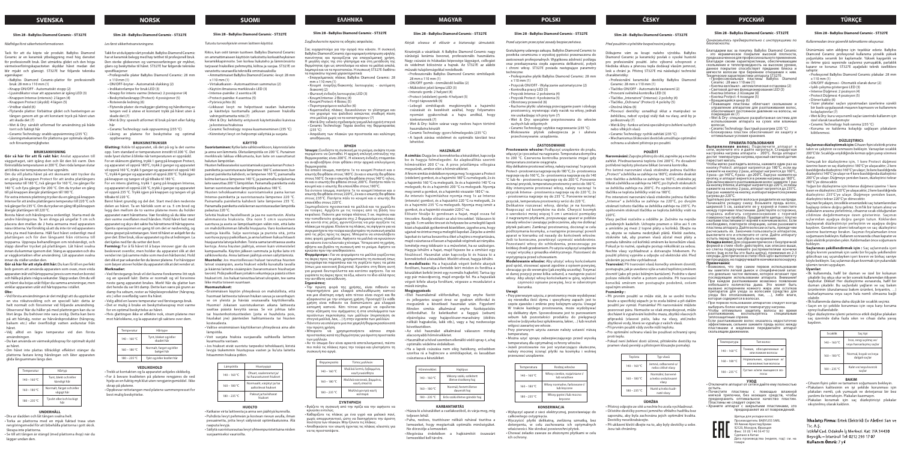# SVENSKA

## Slim 28 - BaByliss Diamond Ceramic - ST327E

*Rådfråga först säkerhetsinformationen.*

Tack för att du köpte vår produkt. BaByliss Diamond Ceramic är en keramisk plattångtång med hög densitet för professionellt bruk. Det utmärkta glidet och den höga värmeöverföringskapaciteten skyddar håret medan det blir mjukt och glansigt. ST327E har följande tekniska egenskaper:

- BaByliss Diamond Ceramic-plattor för professionellt bruk: 28 mm x 110 mm (1)
- Knapp ON/OFF - Automatiskt stopp (2)
- Ljusindikator visar att apparaten är igång LED (3)
- Knappen Intense (Intensiv): 2 lägen (4)
- Knappen Protect (skydd): 4 lägen (5)
- Vridbar sladd (6)
- Flytande plattor: fortsätter glidet och funktionen ger en tången genom att ge ett konstant tryck på håret utan att skada det (7)
- Wet & Dry: speciellt utformad för användning på både torrt och fuktigt hår
- Ceramic Technology: snabb uppvärmning (235 °C)
- Låsningsmekanismen för plattorna ger optimala skydds- och förvaringsmöjligheter.

**BRUKSANVISNING**

**Går du för hår att få rakt hår:** Anslut apparaten till vägguttaget, sätt igång den och låt den bli varm. Den förinställda temperaturen är 200 °C. Den vida lampan slutar att blinka när temperaturen har uppnåtts.

Om du vill på/ha håret på ett skonsamt sätt trycker du en gång på knappen Protect för att ändra plattångens temperatur till 180 °C, två gånger för 160 °C, tre gånger för 140 °C och fyra gånger för 200 °C. Om du trycker en gång till på knappen återgår plattången till 180 °C.

För extra intensiv plattning trycker du en gång på knappen Intense för att ändra plattångens temperatur till 220 °C och två gånger för 235 °C. Om du trycker en gång till på knappen återgår plattången till 220 °C.

Börja håret och hårslingorna ordentligt. Starta med de undre hårslingorna. Ta en slinga på ungefär 5 cm och placera den mellan de 2 heta armarna med apparaten nära rötterna. Var försiktig så att du inte rör vid apparatens heta yta med händerna. Håll fast linen ordentligt med plattången och för den långsamt från rötterna till topparna. Upprepa behandlingen om nödvändigt, och slåpp därefter tryckt på plattången. Låt håret svalna innan slutformar opererat det. Stäng av apparaten och dra ur vägguttmeltan efter användning. Låt apparaten svalna innan du ställer undan den.

**Gör så här för att styla ditt hår:** Du kan få till en perfekt bob genom att ansvända apparaten som ovan, men vinkla ned fria mänder i klaffsen/toppen/genom som med en bonde och hålla på plats några sekunder. Slåpp sedan. Om du vill att håret ska bygas utåt följer du samma anvisningar, men vinklar apparaten utåt vid hårtopparna i stället.

**Obs:**

- Vid första användningen är det möjligt att du upptäcker en viss rökutveckling och en speciell lukt: detta är helt normalt och försvinner vid följande användning. Observera! Var du håller på med plattningen kan du se litet ånga. Du behöver inte vara orolig. Detta kan bero på att hårstrå, rester av hårvårdsprodukter (hårspray, balsam etc.) eller överflödigt vatten avdunstar från håret.
- Välj alltid en lägre temperatur vid den första användningen.
- Du kan använda en vämeskyddsspray för optimalt skydd av håret.
- Om håret inte plattas tillräckligt effektivt stänger du plattorna fastare kring hårslingan och låter apparaten glida långsammare längs den.

| Temperatur | Hårtyp |
| --- | --- |
| 140 – 160 °C | Tunt, blekt och/eller känsligt hår |
| 160 – 180 °C | Normalt, färgat och/eller vågigt hår |
| 180 – 235 °C | Tjockt eller/och lockigt hår |

**UNDERHÅLL**

- Dra ur sladden och låt tången svalna helt.
- Torka av plattorna med en mjuk fuktad trasa utan rengöringsmedel för att bibehålla plattornas I gott skick. Skrapa inte plattorna.
- Se till att tången är stängd (med plattorna ihop) när du lägger undan den.

# NORSK

## Slim 28 - BaByliss Diamond Ceramic - ST327E

*Les først sikkerhetsinnstruksjonene.*

Takk for at du kjøpte vårt produkt. BaByliss Diamond Ceramic har et keramisk belegg med høy tetthet til profesjonell bruk. Den sterke glideevnen og varmeoverføringen gir myktere, glans og beskyttelse til håret. ST327E har følgende tekniske spesifikasjoner:

- Profesjonelle plater BaByliss Diamond Ceramic: 28 mm x 110 mm (1)
- ON/OFF-bryter - Automatisk slukking (2)
- Indikatorlampe for bruk LED (3)
- Knapp for intens varme (Intense): 2 posisjoner (4)
- Beskyttelsesknapp (Protect): 4 posisjoner (5)
- Roterende ledning (6)
- Flytende plater: de mykgjør glatting og håndtering av tangen ved å utøve et konstant trykk på håret uten å skade det (7)
- Wet & Dry: spesielt utformet til bruk på tørt eller fuktig hår
- Ceramic Technology: rask oppvarming (235 °C)
- Låsing av platene for beskyttelse og optimal oppbevaring.

**BRUKSINSTRUKSER**

**Glatting:** Koble til apparatet, slå det på og la det varme opp. Som standard er temperaturen innstilt til 200 °C. Det nede lyset slutter å blinke når temperaturen er oppnådd.

For en skånsom glatting, trykk 1 gang på knappen Protect, og apparatet vil oppnå 180°C, trykk 2 ganger og apparatet vil oppnå 160 °C, trykk 3 ganger og apparatet vil oppnå 140 °C, trykk 4 ganger og apparatet vil oppnå 200 °C. Trykk igjen på knappen og tangen vil gå tilbake til 180 °C.

For en intens glatting, trykk 1 gang på knappen Intense, og apparatet vil oppnå 220 °C, trykk 2 ganger og apparatet vil oppnå 235 °C. Trykk igjen på knappen og tangen vil gå tilbake til 220 °C.

Børst håret grundig og del det. Start med den nederste delen av håret. Ta en hårlokk som er ca. 5 cm bred og legg den mellom de to varme platene mens du holder apparatet nært hårrøttene. Vær forsiktig så du ikke rører den varme overflaten med hendene. Hold håret fast med apparatet og dra det sakte fra hårrøttene og til tuppene. Gjenta operasjonen en gang til om det er nødvendig, og løsne grepet på rettetangen. Vent til håret er kjølnet før du gre det. Etter bruk, slå av apparatet og dra ut ledningen. La det kjøle ned før du setter det bort.

**Forming:** For å få håret til å bøye innover gjør du som beskrevet ovenfor, men mens holder du apparatet slik at det vender inn (på samme måte som med en lokkebørste). Hold det et par sekunder, og slipp. Hvis du vil at håret skal bøye utover gjør du på samme måte, men bøyer tuppene utover mens du holder apparatet slik at det vender ut.

**Merknader:**

- Ved førstegangs bruk vil det kunne forekomme litt røyk og en spesiell lukt: Dette er normalt og vil forsvinne neste gang apparatet brukes. Merk! Når du glatter kan det hende du ser litt damp. Dette kan være på grunn av damp fra vätnet, rester av hårpleieprodukter (hårspray, etc.) eller overflødig vann fra håret.
- Velg alltid en lavere temperatur ved førstegangs bruk.
- Det er mulig å bruke en beskyttelsesspray mot varme for en optimal beskyttelse av håret.
- Hvis glattingen ikke er effektiv nok, stram platene mer mot hårlokkene, og la apparatet gli saktere over dem.

| Temperatur | Hårtype |
| --- | --- |
| 140 – 160 °C | Tynt, bleket og/eller skadet hår |
| 160 – 180 °C | Normalt, farget og/eller bølget hår |
| 180 – 235 °C | Tykt og/eller krøllet hår |

**VEDLIKEHOLD**

- Trekk ut kontakten og la apparatet avkjøles skikkelig.
- For å bevare kvaliteten på platene rengjøres de ved hjelp av en fuktig myk klut uten rengjøringsmiddel. Ikke skrap på platene.
- Oppbevar rettetangen med platene sammenpresset for best mulig beskyttelse.

# SUOMI

## Slim 28 - BaByliss Diamond Ceramic - ST327E

*Tutustu turvaohjeisiin ennen laitteen käyttöä.*

Kiitos, kun ostit tämän tuotteen. BaByliss Diamond Ceramic on ammattimaiseen käyttöön tarkoitettu korkeatiheyksinen keraamikkapinnoite. Sen korkea liukuteho ja lämmönsiirto tarjoavat hiuksillesi pehmeyttä, kiiltoa ja suojaa. ST327E on varustettu seuraavilla teknisillä ominaisuuksilla:

- Ammattimaiset BaByliss Diamond Ceramic -levyt: 28 mm x 110 mm (1)
- Virtakatkaisin - Automaattinen sammutus (2)
- Käytön ilmaiseva merkkivalo LED (3)
- Intense-painike: 2 asentoa (4)
- Protect-painike: 4 asentoa (5)
- Kiertyvä johto (6)
- Liikkuvat levyt: ne helpottavat suoran liukumista ja käsittelyä tuottamalla jatkuvan paineen hiuksilla vahingoittamatta niitä (7)
- Wet & Dry - kehitetty erityisesti käytettäväksi kuivissa ja kosteissa hiuksissa
- Ceramic Technology: nopea kuumeneminen (235 °C)
- Kiinnitetyt levyt on helpompi säilyttää ja suojata.

**KÄYTTÖ**

**Suoristaminen:** Kytke laite sähköverkkoon, kuumista laite ja anna sen lämmetä. Oletuslämpötila on 200 °C. Punainen merkkivalo lakkaa vilkkumasta, kun laite on saavuttanut halutun lämpötilan.

Hiusten hellävaraiseksi suoristamiseksi paina kerran Protect-painiketta ja suoristusrauta lämpenee 180 °C asteeseen; kun painat painiketta kahdesti, se lämpenee 160 °C, painamalla kolme kertaa se lämpenee 140 °C, ja painamalla neljä kertaa laite saavuttaa 200 °C lämpötilan. Painamalla painiketta vielä kerran suoristusraudan lämpötila palautuu 180 °C.

Hiusten tehokkaammaksi suoristamiseksi paina kerran Intense-painiketta ja suoristusrauta lämpenee 220 °C. Painamalla painiketta kahdesti laite lämpenee 235 °C. Painamalla painiketta vielä kerran suoristusraudan lämpötila palautuu 220 °C.

Suorista hiukset huolellisesti ja jaa ne suortuviin. Aloita alimmaisista hiuksista. Ota noin 5 cm n suuruinen suortuva ja aseta se lämpölaattojen väliin niin, että laite on mahdollisimman lähellä hiusjuurta. Varo koskemasta laitteiden kuumia pintoja käsin. Suljin suoristusrautaa, että laite on lähellä hiusjuuria. Vedä suoristusrautaa hiuksia pitkin ja tarpeen mukaan toista suoristaminen uudelleen. Anna hiusten jäähtyä ennen kuin viimeistelet kampaamalla. Käytön jälkeen sammuta ja kytke laite irti sähköverkosta. Anna laitteen jäähtyä ennen säilytystä.

**Muotoilu:** Jos muotoilemaan hiukset taivuttaa hiusten latvat sisäänpäin, aseta hiukset edellä kuvatulla tavalla ja käännä laitetta sisäänpäin (navanmuotoon hiustarjan tavoin). Pidä paikallaan joitakin sekunteja ja päästä sitten hiukset irti. Jos haluat taivuttaa latvat ulospäin, tee sama liike mutta toiseen suuntaan.

**Huomautukset:**

- Ensimmäisen käytön yhteydessä on mahdollista, että laitteesta tulee savua ja erikoista hajua: tämä on normaalia ja katoaa seuraavien käyttökertojen aikana. Huomio! Jokaisen suoristamisen aikana laitteesta saattaa päästä kevyttä savua. Se voi johtua siitä, että hiuksista haihtuu vettä tai hiuksiin jääneitä hiustenhoitotuotteita (lakka, hiustenpesun jälkeen hiuksiin jäänyttä kosteutta, jne.)
- Valitse ensimmäisen käyttökerran yhteydessä aina alin lämpötila.
- Voit suojata hiuksia suojaavalla suihkeella laitteen kuumuutta vastaan.
- Jos hiukset eivät suoristu tarpeeksi tehokkaasti, kiristä levyjä tiukemmin hiussuortuaa vasten ja liu'uta laitetta hitaammin hiuksia pitkin.

| Lämpötila | Hiustyyppi |
| --- | --- |
| 140 – 160 °C | Ohuet, vaalennetut ja/ tai haurastuneet hiukset |
| 160 – 180 °C | Normaalit, värjätyt ja/tai aaltoilevat hiukset |
| 180 – 235 °C | Paksut ja/tai kiharat hiukset |

**HUOLTO**

- Katkaise virta laitteesta ja anna sen jäähtyä kunnolla.
- Puhdista levyt pehmeän ja kostean rievun avulla, ilman pesuainetta, jotta levyt säilyisivät optimaalisessa kunnossa. Älä raaputa levyjä.
- Säilytä suoristusrautaa levyt yhteenpuristettuina niiden suojaamiseksi vaurioilta.

# ΕΛΛΗΝΙΚΑ

## Slim 28 - BaByliss Diamond Ceramic - ST327E

*Συμβουλευτείτε πρώτα τις οδηγίες ασφαλείας.*

Σας ευχαριστούμε για την αγορά που κάνατε. Η συσκευή BaByliss Diamond Ceramic είχε κεραμική επίστρωση υψηλής πυκνότητας για προϊόντα για επαγγελματική χρήση. Η μεγάλη ισχύς της στο γλίστρημα και στη μετάδοση της θερμότητας έχει ως αποτέλεσμα να δίνει στα μαλλιά απαλότητα, λαμπερότητα και να τα προστατεύει. Η συσκευή ST327E διαθέτει τα παρακάτω τεχνικά χαρακτηριστικά:

- Επαγγελματικές πλάκες BaByliss Diamond Ceramic: 28 mm x 110 mm (1)
- Κουμπί εναρξης/διακοπής λειτουργίας - αυτόματη διακοπή (2)
- Φωτεινή ένδειξη λειτουργίας LED (3)
- Κουμπί Intense: 2 θέσεις (4)
- Κουμπί Protect: 4 θέσεις (5)
- Περιστρεφόμενο καλώδιο (6)
- Κυματιστές πλάκες: διευκολύνουν το γλίστρημα και την χειρισμό του ψαλιδιού ασκώντας σταθερή πίεση στα μαλλιά χωρίς να τα καταστρέψουν (7)
- Wet & Dry: ειδικά σχεδιασμένο για μαλλιά ξηρά και υγρά
- Ceramic Technology: Ταχύς άνοδος της θερμοκρασίας (235 °C)
- Ασφάλιση των πλακών για προστασία και καλύτερη αποθήκευση.

**ΧΡΗΣΗ**

**Ίσιωμα:** Συνδέστε τη συσκευή με το ρεύμα, ανάψτε τη και περιμένετε να ζεσταθεί. Η αρχική ενδειξη επίπεδης της θερμοκρασίας είναι 200°C. Η κόκκινη ένδειξη σταματάει να αναβοσβήνει όταν φθάσει στην αρχικά επιλεγμένη θερμοκρασία.

Το απαλό ίσιωμα, πατήστε 1x το κουμπί Protect και ο σίδερο θα φθάσει στους 180°C, 2x και ο σίδερο θα φθάσει στους 160°C, 3x και ο σίδερο θα φθάσει στους 140°C, 4x και ο σίδερο θα φθάσει στους 200°C. Πατήστε πάλι το κουμπί και ο σίδερο θα επανέλθει στους 180°C.

Για έντονο ίσιωμα, πατήστε 1x το κουμπί Intense και ο σίδερο θα φθάσει στους 220°C, 2x και ο σίδερο θα φθάσει στους 235°C. Πατήστε πάλι το κουμπί και ο σίδερο θα επανέλθει στους 220°C.

Χτενίστε προσεκτικά τα μαλλιά και τα χωρίζετε σε τούφες. Αρχίζετε με τις τούφες από τη βάση του κεφαλιού. Πιάστε μια τούφα πλάτους 5 εκ. περίπου και τοποθετήστε τη ανάμεσα στις 2 θερμαινόμενες πλάκες του ισιωτή κοντά στις ρίζες, φροντίζοντας να μην αγγίξετε τις πλάκες με τα χέρια. Κλείστε τις πλάκες, το ψαλίδι να για να συγκρατήσετε την τούφα και γλιστρήστε τη συσκευή αργά από τις ρίζες προς τις άκρες. Μπορείτε να επαναλάβετε εάν χρειάζεται. Αφήστε τα μαλλιά να κρυώσουν πριν τα χτενίσετε. Μετά τη χρήση, σβήστε τη συσκευή και βγάλτε την από την πρίζα. Αφήστε να κρυώσει πριν την αποθηκεύσετε.

**Φορμάρισμα:** Για να φορμάρετε τα μαλλιά γυρίζοντας τις άκρες προς τα μέσα, χρησιμοποιήστε τη συσκευή όπως περιγράφεται παραπάνω και το γυρίζετε προς τα μέσα (όπως με ένα βουρτσάκι). Κρατήστε μερικά δευτερόλεπτα και μετά αφήστε. Για να γυρίσετε τις άκρες προς τα έξω, κάντε το ίδιο αλλά προς την αντίθετη κατεύθυνση.

**Σημειώσεις:**

- Την πρώτη φορά της χρήσης, είναι πιθανόν να παρατηρηθεί μια ελαφρά απελευθέρωση καπνού και μια ιδιαίτερη οσμή: αυτό είναι εντελώς φυσικό και θα εξαφανιστεί με την επόμενη χρήση. Προσοχή! Σε κάθε χρήση κατά την διάρκεια του ισιώματος μια ελαφρά εκπομπή καπνού. Κάτι τέτοιο μπορεί να οφείλεται στην εξάτμιση του νερού στα μαλλιά, στα υπολείμματα των προϊόντων περιποίησης των μαλλιών (σπρέι, μάσκα...) ή στο νερό που υπάρχει στα μαλλιά.
- Πάντοτε να επιλέγετε μια πιο χαμηλή θερμοκρασία κατά την πρώτη χρήση.
- Μπορείτε να χρησιμοποιήσετε καπνό σπρέι προστασίας από τη θερμότητα για άριστη προστασία των μαλλιών.
- Αν το ίσιωμα δεν είναι αρκετά αποτελεσματικό, πιέστε πιο πολύ τις πλάκες προς την τούφα και γλιστρήστε τη συσκευή πιο αργά.

| Θερμοκρασία | Τύπος μαλλιών |
| --- | --- |
| 140 – 160 °C | Μαλλιά λεπτά, ξεβαμμένα, και/ή ευαίσθητα |
| 160 – 180 °C | Μαλλιά κανονικά, βαμμένα, και/ή κυματιστά |
| 180 – 235 °C | Μαλλιά χοντρά και/ή σγουρά |

**ΣΥΝΤΗΡΗΣΗ**

- Βγάζετε τη συσκευή από την πρίζα και την αφήνετε να κρυώσει εντελώς.
- Καθαρίζετε τις πλάκες με ένα υγρό και μαλακό πανί, χωρίς απορρυπαντικό, ώστε να διατηρήσετε την άριστη ποιότητα των πλακών. Μην ξύνετε τις πλάκες.
- Αποθηκεύστε τον ισιωτή έχοντας τις πλάκες κλειστές για να τις προστατέψετε.

# MAGYAR

## Slim 28 - BaByliss Diamond Ceramic - ST327E

*Kérjük olvassa el először a biztonsági utmutatót.*

Köszönjük a vásárlását. A BaByliss Diamond Ceramic nagy sűrűségű kerámia bevonat, professzionális használatra. Nagy csúszási és hőátadási képessége lágyságot, csillogást és védelmet kölcsönöz a hajnak. Az ST327E az alábbi műszaki tulajdonságokkal rendelkezik:

- Professzionális BaByliss Diamond Ceramic simítólapok: 28 mm x 110 mm (1)
- ON/OFF gomb - önműködő leállás (2)
- Működést jelző lámpa LED (3)
- Intenzív gomb: 2 helyzet (4)
- Protect (védelem) gomb: 4 helyzet (5)
- Forgó tápvezeték (6)
- Lebegő simítólapok: megkönnyítik a hajsimító csúszását és kezelését azáltal, hogy folyamatos nyomást gyakorolnak a hajra anélkül, hogy tönkretennék (7)
- Wet & Dry: külön száraz vagy nedves hajon történő használatra készült
- Ceramic Technology: gyors felmelegedés (235 °C)
- A lapok zárása védelmet és optimális tárolást tesz lehetővé.

**HASZNÁLAT**

**A simítás:** Dugja be a konnektorba a készüléket, kapcsolja be és hagyja felmelegedni. Az alapbeállítás szerinti hőmérséklet 200 °C-ra. A piros jelzőlámpa villogása megszűnik, amikor eléri a hőmérsékletet.

A finom simítás érdekében nyomja meg 1x egyszer a Protect (védelem) gombot, és a hajsimító 180 °C-ra melegszik; 2x és a hajsimító 160 °C-ra melegszik; 3x és a hajsimító 140 °C-ra melegszik; 4x és a hajsimító 200 °C-ra melegszik. Nyomja meg ismét a gombot, és a hajsimító visszaáll 180 °C -ra.

Az intenzív hajsimításhoz nyomja meg 1x az Intense (intenzív) gombot, és a hajsimító 220 °C-ra melegszik, 2x és a hajsimító 235 °C-ra melegszik. Nyomja meg ismét a gombot, és a hajsimító visszaáll 220 °C -ra.

Először fésülje ki gondosan a hajat, majd ossza fel tincsekre. Kezdje először az alsó tincsekkel. Válasszon ki egy kb. 5 cm széles tincset és helyezze be a hajsimító lapok közé a hajvonal közelében, ügyelve arra, hogy ujjaival ne érintse meg a melegítőlapokat. Zárja be a simító lapokat és lassan húzza végig a hajtincsen. Ha szükséges, ismételje meg többször is, mielőtt a hajat kifésüli. Használat után kapcsolja ki a készüléket és húzza ki a konnektorból a készüléket. Mielőtt eltenné, várja meg, hogy kihűljön.

**A modellezés:** Ha a hajvégeket befelé szeretné fordítani, használja a fentiek leírt módon és fordítsa a készüléket befelé (mint egy körmöz hajkefét). Tartsa úgy egy pár másodpercig, majd engedje fel. Ha a hajvégeket kifelé szeretné fordítani, végezze ugyanezt a mozdulatot a másik irányba.

**Megjegyzések:**

- Első használatkor előfordulhat, hogy enyhe füstöt és jellegzetes szagot érez: ez teljesen normális és a következő használat után megszűnik. Figyelem! Minden simítás alkalmával enyhe füstképződés előfordulhat. Ez kellemetlen a fogyás (sebzett) előzmények, vagy hajápolószer-maradványok (hajlakk, hajpakolás, stb.), vagy a haj nedvessége okozza.
- Az első használat alkalmával válasszon mindig alacsonyabb hőmérsékletet.
- Használhat a hővel szemben ellenálló védő spray-t, a haj optimális védelme érdekében.
- Ha a lapok csúszása nem elég hatékony, erősebben szorítsa a hajtincsre a simítólapokat, és lassabban csúsztassa a készüléket.

| Hőmérséklet | Hajtípus |
| --- | --- |
| 140 – 160 °C | Vékony szálú, szőkített illetve érzékeny haj |
| 160 – 180 °C | Normál, festett illetve dauerolt haj |
| 180 – 235 °C | Erős szálú illetve göndör haj |

**KARBANTARTÁS**

- Húzza ki a készüléket a csatlakozóból, és várja meg, míg teljesen lehűl.
- Puha, nedves, tisztítószer nélküli ruhával tisztítsa a lemezeket, hogy megtartsák optimális minőségüket. Ne dörzsölje a lemezeket.
- Megóvása érdekében a hajkisimító összezárt lemezekkel kell tárolni.

# POLSKI

## Slim 28 - BaByliss Diamond Ceramic - ST327E

*Przed użyciem przeczytać zasady bezpieczeństwa.*

Gratulujemy udanego zakupu. BaByliss Diamond Ceramic to powłoka ceramiczna o wysokiej gęstości przeznaczona do zastosowań profesjonalnych. Wyjątkowo zdolności poślizgu oraz przekazywania ciepła zapewnia delikatność, połysk i ochronę włosy. ST327E posiada następujące parametry techniczne:

- Profesjonalne płytki BaByliss Diamond Ceramic: 28 mm x 110 mm (1)
- Przycisk ON/OFF - Wyłączanie automatyczne (2)
- Kontrolka pracy LED (3)
- Przycisk Intense: 2 położenia (4)
- Przycisk Protect: 4 położenia (5)
- Obrotowy przewód (6)
- Ruchome płytki: ułatwiają prześlizganie prostownicy, wywierając stały nacisk na włosy, jednak nie uszkadzając ich przy tym (7)
- Wet & Dry: specjalnie przystosowana do włosów suchych lub wilgotnych
- Ceramic Technology: szybkie nagrzewanie (235 °C)
- Blokowanie płytek zabezpiecza je i ułatwia przechowywanie urządzenia.

**ZASTOSOWANIE**

**Prostowanie włosów:** Podłączyć urządzenie do prądu, włączyć je i poczekać na nagrzanie. Temperatura domyślna to 200 °C. Czerwona kontrolka przestaje migać gdy temperatura zostanie osiągnięta.

Aby delikatnie prostować włosy, należy nacisnąć 1x przycisk Protect - prostownica nagrzeje się do 180 °C, 2x - prostownica nagrzeje się do 160 °C, 3x - prostownica nagrzeje się do 140 °C lub 4x - prostownica nagrzeje się do 200 °C. Ponownie wcisnąć przycisk, temperatura prostownicy wróci do 180 °C.

Aby intensywnie prostować włosy, należy nacisnąć 1x przycisk Intense - prostownica nagrzeje się do 220 °C, 2x - prostownica nagrzeje się do 235 °C. Ponownie wcisnąć „Intense", temperatura prostownicy wróci do 220 °C.

Dokładnie rozczesać włosy, dzieląc je na kosmyki. Rozpocząć od kosmyków na dole. Chwycić kosmyk o szerokości mniej więcej 5 cm i umieścić pomiędzy 2 nagrzanymi płytkami, przyrząd blisko nasady. Uważać aby nie dotykać płytek palcami. Zamknąć prostownicę, docisnąć w celu przytrzymania kosmyka, a następnie przesuwać powoli prostownicę od nasady do końcówek włosów. Jeśli to konieczne, powtórzyć czynność wielokrotnie. Pozostawić włosy do ochłodzenia, przeczesując po krótkiej chwili grzebieniem. Po użyciu wyłączyć urządzenie i wyjąć wtyczkę z gniazdka elektrycznego. Pozostawić do ostygnięcia przed schowaniem.

**Modelowanie włosów:** Aby uzyskać włosy końcówkami pod spód, stosować sposób opisane z opisem powyżej, obracając go do wewnątrz (jak przy szczotce). Trzymać w danej pozycji przez kilka sekund, a następnie puścić włosy. Aby uzyskać włosy końcówkami w górę, wykonać czynności opisane powyżej, lecz w odwrotnym kierunku.

**Uwagi:**

- Przy pierwszym użyciu, z prostownicy może wydobywać się niewielka ilość dymu i specyficzny zapach: jest to częste zjawisko i zniknie przy kolejnym użyciu. Uwaga! W trakcie każdego prostowania, może wydobywać się delikatny dym. Spowodowane jest to parowaniem wilgoci lub pozostałości produktu do pielęgnacji włosów (lakier, odżywka bez spłukiwania...) lub wody znajdującej się we włosach.
- Przy pierwszym użyciu zawsze należy ustawić niższą temperaturę.
- Można użyć sprayu zabezpieczającego przed wysoką temperaturą dla optymalnej ochrony włosów.
- Jeżeli prostowanie nie jest wystarczająco skuteczne, należy mocniej ścisnąć płytki na kosmyku i wolniej przesuwać urządzenie.

| Temperatura | Rodzaj włosów |
| --- | --- |
| 140 – 160 °C | Włosy cienkie, rozjaśniane i/ lub wrażliwe |
| 160 – 180 °C | Włosy normalne, farbowane i/ lub kręcone |
| 180 – 235 °C | Włosy grube i/lub mocno kręcone |

**KONSERWACJA**

- Wyłączyć aparat z sieci elektrycznej, pozostawiając do całkowitego ostygnięcia.
- Wyczyścić płytki delikatną, zwilżoną szmatką bez detergentu, w celu zachowania ich optymalnych właściwości. Nie skrobać powierzchni płytek.
- Chować zawsze zaciskać ze złożonymi płytkami w celu ich ochrony.

# ČESKY

## Slim 28 - BaByliss Diamond Ceramic - ST327E

*Před použitím si přečtěte bezpečnostní pokyny.*

Děkujeme vám za koupi našeho výrobku. BaByliss Diamond Ceramic je keramický povlak s vysokou hustotou pro profesionální použití. Jeho vynikající schopnost klouzání a přenosu tepla dodávají vlasům jemnost, lesk a chrání je. Přístroj ST327E má následující technické charakteristiky:

- Profesionální keramické destičky BaByliss Diamond Ceramic: 28 mm x 110 mm (1)
- Tlačítko ON/OFF - Automatické zastavení (2)
- Provozní světelná kontrolka LED (3)
- Tlačítko „Intenzivní" (Intense): 2 polohy (4)
- Tlačítko „Ochrana" (Protect): 4 polohy (5)
- Otočná šňůra (6)
- Plovoucí destičky: usnadňují klouz a manipulaci se žehličkou, neboť vyvíjejí stálý tlak na vlasy, aniž by je poškozovaly (7)
- Wet & Dry: funkce určená speciálně pro žehlení suchých nebo vlhkých vlasů
- Ceramic Technology: rychlé zahřátí (235 °C)
- Mechanismus blokování destiček umožňuje optimální ochranu a uložení přístroje po použití.

**POUŽITÍ**

**Narovnání:** Zapojte přístroj do sítě, zapněte jej a nechte zahřát. Přednastavená teplota činí 200°C. Po dosažení potřebné teploty přestane blikat červená kontrolka.

Pro šetrné narovnání vlasů stiskněte jedenou tlačítko „Protect" a žehlička se zahřeje na 180°C; stiskněte dvakrát toto tlačítko a žehlička se zahřeje na 160°C, stiskněte jej třikrát a žehlička se zahřeje na 140°C, po čtvrtém stisknutí se žehlička zahřeje na 200°C. Po opětovném stisknutí tlačítka se teplota žehličky vrátí na 180°C.

Pro intenzivní narovnání vlasů stiskněte jednou tlačítko „Intense" a žehlička se zahřeje na 220°C, po dvojím stisknutí tohoto tlačítka se žehlička zahřeje na 235 °C. Po opětovném stisknutí tlačítka se teplota žehličky vrátí na 220°C.

Vlasy pečlivě rozčešte a oddělte je. Začněte na nejnižší položených kadeřích. Uchopte pramen o šířce asi 5 cm a umístěte jej mezi 2 topné plíšky u kořínků. Dbejte na to, abyste se rukama nedotýkali plátů. Kleště zavřete, stiskněte tak, aby pramen vlasů zůstal mezi plátky a pomalu táhněte od kořínků směrem ke konečkům vlasů. Pokud je to nutné, opakujte postup několikrát za sebou. Nechte vlasy vychladnout a dotvarujte hřebenem. Po použití přístroj vypněte a odpojte od elektrické sítě. Před uložením jej nechte vychladnout.

**Tvarování:** Při tvarování vlasů konečky směrem dovnitř, postupujte, jak je uvedeno výše a natočte přístroj směrem dovnitř (jako při práci běžným kartáčem). Podržte v dané poloze několik vteřin a potom uvolněte. Při tvarování konečků směrem ven postupujte podobně, ovšem opačným směrem.

**Poznámky:**

- Při prvním použití se může stát, že se uvolní trochu kouře a specifický zápach: je to úplně běžné a při dalším použití jev vymizí. Pozornost! Při narovnávání můžete pozorovat páru. Nemusíte se však znepokojovat, může docházet k vypařování kožního mazu, zbytků vlasových přípravků (vlasové pěny, laku na vlasy, atd.) nebo zbytkové vody, která se vypařuje z vašich vlasů.
- Při prvním použití vždy zvolte nižší teplotu.
- Pro optimální ochranu vlasů lze používat ochranný sprej proti teplu.
- Pokud není žehlení dost účinné, přitiskněte destičky na pramen vlasů pevněji a přístrojem klouzejte pomaleji.

| Teplota | Typ vlasů |
| --- | --- |
| 140 – 160 °C | Jemné, odbarvené a/ nebo citlivé vlasy |
| 160 – 180 °C | Normální, barvené a/nebo zvlněné vlasy |
| 180 – 235 °C | Hustě a/nebo kudr-naté vlasy |

**ÚDRŽBA**

- Přístroj odpojte ze sítě a nechte ho zcela vychladnout.
- Očistěte destičky pomocí jemného vlhkého hadříku bez saponátu, aby byla zachována jejich optimální kvalita. Destičky neoškrabávejte.
- Při ukládání kleští dbejte na to, aby byly destičky u sebe. Jsou tak chráněny.

# РУССКИЙ

## Slim 28 - BaByliss Diamond Ceramic - ST327E

*Ознакомьтесь предварительно с инструкциями по безопасности.*

Благодарим вас за покупку. BaByliss Diamond Ceramic – это керамическое покрытие высокой плотности, предназначенное для профессионального применения. Благодаря своим характеристикам, обеспечивающим скольжение и теплопроводность на высоком уровне, данное покрытие способствует приданию блеска и мягкости волосам при бережном отношении к ним. Технические характеристики аппарата ST327E:

- Профессиональные пластины BaByliss Diamond Ceramic : 28 мм x 110 мм (1)
- Кнопка вкл/выкл - автоматическая остановка (2)
- Световой датчик функционирования LED (3)
- Кнопка Intense: 2 позиции (4)
- Кнопка Protect: 4 позиции (5)
- Вращающийся шнур (6)
- Плавающие пластины: облегчают скольжение и управление аппаратом для выпрямления волос, обеспечивают постоянное давление на волосы, не повреждая их (7)
- Wet & Dry: специально разработанная система для использования аппарата на сухих или влажных волосах
- Ceramic Technology: Быстрый разогрев (235 °C)
- Блокировка пластин обеспечивает их защиту и оптимальные условия хранения.

**ПРАВИЛА ПОЛЬЗОВАНИЯ**

**Выпрямление волос:** Подключите аппарат к сети, включите его и дайте нагреться. Стандартная настройка нагрева аппарата - 200°C. Когда аппарат достиг температуры нагрева, красный светоиндикатор перестает мигать.

Чтобы мягко распрямить волосы, нажмите один раз на кнопку Protect: аппарат нагреется до 180°C, если вы нажмете на кнопку 2 раза, аппарат нагреется до 160°C, 3 раза - до 140°C, 4 раза – до 200°C. Еще раз нажмите на кнопку, и аппарат вернется в режим нагрева до 180°C.

Для интенсивного распрямления волос нажмите 1 раз на кнопку Intense, и аппарат нагреется до 220°C, если вы нажмете на кнопку 2 раза, аппарат нагреется до 235°C. Еще раз нажмите на кнопку, и аппарат вернется в режим нагрева до 220°C.

Тщательно расчешите волосы и разделите на пряди. Начинайте укладку снизу. Возьмите прядь волос, шириной 5 см, захватите ее у корней и поместите между горячими пластинами. Действуйте осторожно, стараясь избегать соприкосновения с горячей поверхностью прибора. Плотно зажмите прядь и медленно протяните от корней к кончикам волос. Если необходимо, повторите операцию, затем разожмите пластины аппарата. Дайте волосам остыть, прежде чем расчесывать их. Закончив пользоваться аппаратом, выключите его и отключите от сети. Дайте аппарату остыть перед тем, как убрать его на хранение.

**Укладка волос:** Для создания причесок с внутренней формой в стиле «боб» действуйте, как описано выше, но слегка поверните аппарат, расположив концы волос к себе внутрь (как вы это бы сделали круглой расческой). Держите несколько секунд, затем отпустите. Для придания волосам стиля «флип» действуйте тем же способом, но в противоположном направлении.

**Примечание:**

- Возможно, что при самом первом использовании вы заметите легкий дымок и специфический запах: это явление вполне нормально и исчезнет при последующих использованиях аппарата. Внимание! При каждом распрямлении возможно появление небольшого количества дыма. Это может быть вызвано испарением кожного жира или остатков препаратов для ухода за волосами (средств для ухода без ополаскивания, лака, ...), либо влаги, которая содержится в волосах.
- При первом пользовании аппаратом следует всегда выбирать более низкую температуру нагрева.
- Чтобы оптимально защитить волосы во время распрямления, воспользуйтесь специальным теплозащитным спреем.
- Если распрямление волос оказалось недостаточно эффективным, сильнее зажмите прядь волос между пластинами и медленнее передвигайте аппарат скольжением вниз.

| Температура | Тип волос |
| --- | --- |
| 140 – 160 °C | Тонкие, обесцвеченные и/ или ослабленные волосы |
| 160 – 180 °C | Нормальные, крашеные и/ или волнистые волосы |
| 180 – 235 °C | Густые и/или вьющиеся волосы |

**УХОД**

- Отключите аппарат от сети и дайте ему полностью остыть.
- Почистите пластины с помощью влажной мягкой тряпочки, без моющих средств, чтобы предохранить оптимальное качество пластин. Пластины не следует скрести.
- Храните аппарат с закрытыми пластинами, это предохраняет их от повреждений.

Щипцы для укладки волос
Производитель: BABYLISS SARL
99, Avenue Aristide Briand
92120, Montrouge, France
Факс: 33 (0) 1 46 56 47 52
Сделано в Китае
Дата производства (месяц, год): см. на товаре

# TÜRKÇE

## Slim 28 - BaByliss Diamond Ceramic - ST327E

*Kullanmadan önce güvenlik talimatlarını okuyunuz.*

Ürünümüzü satın aldığınız için teşekkür ederiz. BaByliss Diamond Ceramic profesyonel kullanıma yönelik yüksek yoğunlukta seramik bir kaplamadır. Yüksek kayganlık ve ısı iletme gücü saçınızda sağlamız yumuşaklık, parlaklık kazanır ve korunur. ST327E aşağıdaki teknik özelliklere sahiptir:

- Profesyonel BaByliss Diamond Ceramic plakalar: 28 mm x 110 mm (1)
- ON/OFF düğmesi - Otomatik olarak durur (2)
- Işıklı çalışma göstergesi LED (3)
- Intense Düğmesi: 2 pozisyon (4)
- Protect Düğmesi: 4 pozisyon (5)
- Döner kablo (6)
- Yüzer plakalar: saçları yıpratmadan üzerlerine sürekli bir baskı uygulayarak maşanın kaymasını ve kullanımını kolaylaştırırlar (7)
- Wet & Dry: Kuru ve yaş saçlar üzerinde kullanım için özel olarak tasarlanmıştır
- Ceramic Technology: hızlı ısınma (235 °C)
- Koruma ve kaldırma kolaylığı sağlayan plakaların kilitlenmesi.

**DÜZLEŞTİRİCİ:**

**Saçlarınızı düzleştirmek için:** Cihazın fişini elektrik prizine takın ve çalıştırın ve ısınmasını bekleyin. Varsayılan sıcaklık 200°C'dir. Sıcaklığa erişildiğinde kırmızı ışığın yanıp sönmesi durur.

Yumuşak bir düzleştirme için, 1 kere Protect düğmesi üzerine basın ve saç düzleştirici 180°C'ye ulaşacaktır; 2 kere basıldığında düzleştirici 160°C'ye ulaşır; 3x kere basıldığında düzleştirici 140°C'ye ulaşır ve 4 kere basıldığında düzleştirici 200°C'ye ulaşır. Düğmeye yeniden basın, düzleştirici tekrar 180°C'ye dönecektir.

Yoğun bir düzleştirme için Intense düğmesi üzerine 1 kere basın ve düzleştirici 220°C'ye ulaşacaktır, 2 kere basıldığında düzleştirici 235°C'ye ulaşır. Düğmeye yeniden basın, düzleştirici tekrar 220°C'ye dönecektir.

Saçınızı fırçalayın, önceliklle ensenizdeki saç tutamlarından başlayarak onları tutamlara ayırın. 5 cm'lik bir tutam alınız ve plakaların arasına yerleştiriniz, cihazınız sıcak olduğundan ellerinize değdirmemeye özen gösteriniz. Saçınızı uçlarından aşağıya doğru gergin tutun. Kelebeğinizi bırakarak düzleştiriciyi yerleştirin ve aşağıya doğru kaydırın. Gerekirse işlemi tekrar edin ve saç düzleştiriciyi üzerine bastırmayı bırakın. Saçınızı fırçalamadan önce soğumasını bekleyin. Kullanım sonrasında cihazı kapatın ve fişini elektrik prizinden çekin. Kaldırmadan önce soğumasını bekleyin.

**Saçlarınızı şekillendirmek için :** Saç uçlarınızda içeri doğru kıvrım yapmak için tarak bir fırçayla kullanılabilir gibi cihazı saç uçlarınızın içeri kıvırın ve birkaç saniye böyle bekleyin. Saç uçlarının dışarı kıvrımak için yukarıdaki işlemi tersini uygulayın.

**Uyarılar:**

- İlk kullanımda, hafif bir duman ve özel bir koku çıkabilir: bu çok olağan bir durumdur ve sonraki kullanımlardan itibaren kaybolur. Dikkat! Her düzleştirme esnasında, hafif bir duman çıkabilir. Bu, saçlardaki yağların ve saç bakım ürünlerinin (durulamasız bakım ürünleri, briyantin, ...) buharlaşmasına veya saçın bazı nemli olmasına bağlı olabilir.
- İlk kullanımda daima daha düşük bir sıcaklık seçiniz.
- Saçın en iyi şekilde korunması için ısıya karşı koruma spreyi kullanılabilir.
- Eğer düzleştirme işlemi yeterince etkili değilse plakaları saç tutamının daha fazla sıkın ve cihazı daha yavaş kaydırın.

| Sıcaklık | Saç tipi |
| --- | --- |
| 140 – 160 °C | İnce, renği açılmış ve/ veya hassaslaşmış saçlar |
| 160 – 180 °C | Normal, boyalı ve/veya dalgalı saçlar |
| 180 – 235 °C | Kalın ve/veya kıvırcık saçlar |

**BAKIM**

- Cihazın fişini çekin ve tamamen soğumasını bekleyin.
- Plakaların kalitesinin en iyi şekilde korunması için plakaları nemli, çok yumuşak ve deterjansız bir bez yardımı ile temizleyin. Plakaları kazımayın.
- Plakaları korumak için saç düzleştiriciyi plakaları sıkıştırılmış olarak kaldırın.

**İthalatçı Firma:** Ertek Elektrikli Ev Aletleri San ve Tic. A.Ş.
İstiklal Cad. Odakule İş Merkezi. Kat: 7/A 34430
Beyoğlu – İstanbul Tel: 0212 293 17 07
**Kullanım Ömrü:** 7 yıl